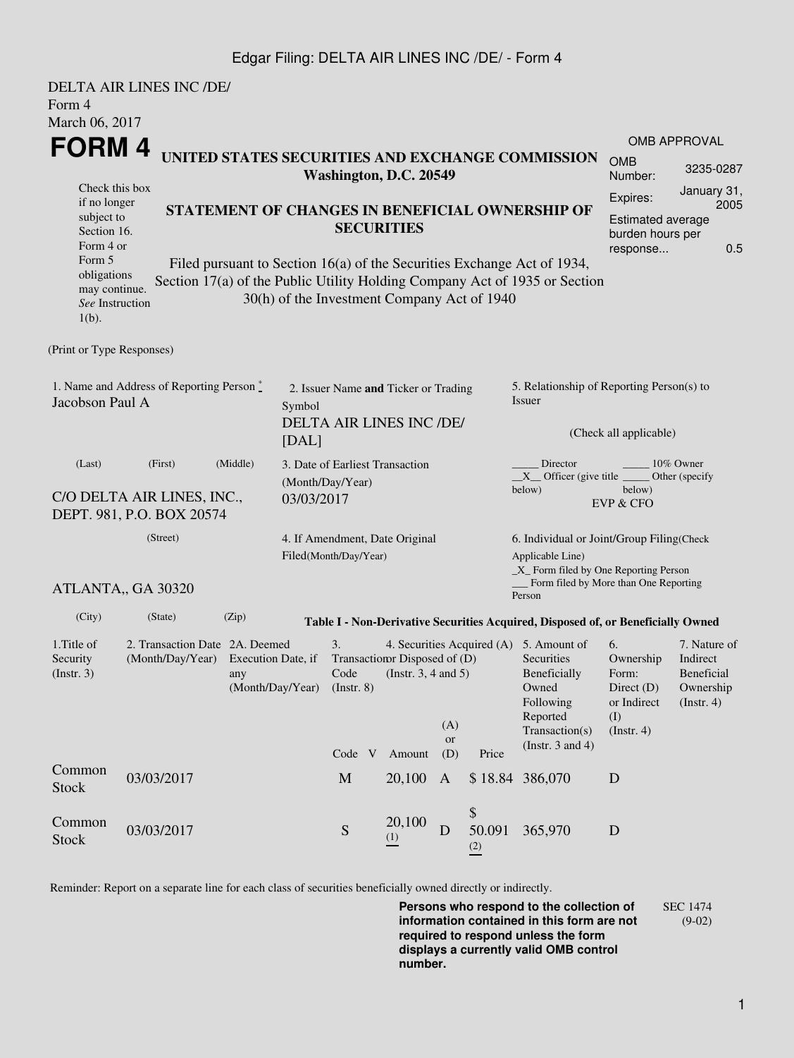DELTA AIR LINES INC /DE/
Form 4
March 06, 2017

# FORM 4

**UNITED STATES SECURITIES AND EXCHANGE COMMISSION**
**Washington, D.C. 20549**

Check this box if no longer subject to Section 16. Form 4 or Form 5 obligations may continue. *See* Instruction 1(b).

## STATEMENT OF CHANGES IN BENEFICIAL OWNERSHIP OF SECURITIES

Filed pursuant to Section 16(a) of the Securities Exchange Act of 1934, Section 17(a) of the Public Utility Holding Company Act of 1935 or Section 30(h) of the Investment Company Act of 1940

| OMB APPROVAL | |
|---|---|
| OMB Number: | 3235-0287 |
| Expires: | January 31, 2005 |
| Estimated average burden hours per response... | 0.5 |

(Print or Type Responses)

1. Name and Address of Reporting Person *
Jacobson Paul A

(Last) (First) (Middle)

C/O DELTA AIR LINES, INC., DEPT. 981, P.O. BOX 20574

(Street)

ATLANTA,, GA 30320

(City) (State) (Zip)

2. Issuer Name **and** Ticker or Trading Symbol
DELTA AIR LINES INC /DE/ [DAL]

3. Date of Earliest Transaction (Month/Day/Year)
03/03/2017

4. If Amendment, Date Original Filed(Month/Day/Year)

5. Relationship of Reporting Person(s) to Issuer

(Check all applicable)

_____ Director _____ 10% Owner
__X__ Officer (give title below) _____ Other (specify below)
EVP & CFO

6. Individual or Joint/Group Filing(Check Applicable Line)
_X_ Form filed by One Reporting Person
___ Form filed by More than One Reporting Person

**Table I - Non-Derivative Securities Acquired, Disposed of, or Beneficially Owned**

| 1.Title of Security (Instr. 3) | 2. Transaction Date (Month/Day/Year) | 2A. Deemed Execution Date, if any (Month/Day/Year) | 3. Transaction Code (Instr. 8) | | 4. Securities Acquired (A) or Disposed of (D) (Instr. 3, 4 and 5) | | | 5. Amount of Securities Beneficially Owned Following Reported Transaction(s) (Instr. 3 and 4) | 6. Ownership Form: Direct (D) or Indirect (I) (Instr. 4) | 7. Nature of Indirect Beneficial Ownership (Instr. 4) |
|---|---|---|---|---|---|---|---|---|---|---|
| | | | Code | V | Amount | (A) or (D) | Price | | | |
| Common Stock | 03/03/2017 | | M | | 20,100 | A | $ 18.84 | 386,070 | D | |
| Common Stock | 03/03/2017 | | S | | 20,100 (1) | D | $ 50.091 (2) | 365,970 | D | |

Reminder: Report on a separate line for each class of securities beneficially owned directly or indirectly.

**Persons who respond to the collection of information contained in this form are not required to respond unless the form displays a currently valid OMB control number.**

SEC 1474 (9-02)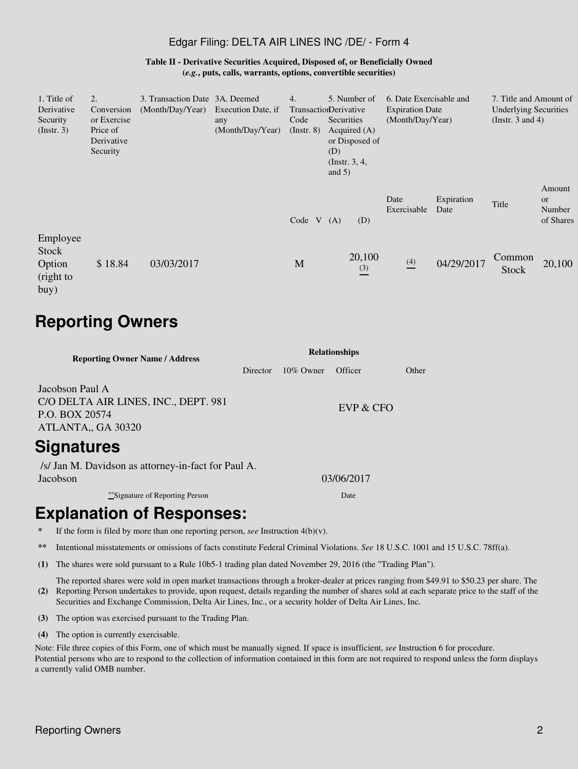Table II - Derivative Securities Acquired, Disposed of, or Beneficially Owned
(*e.g.*, puts, calls, warrants, options, convertible securities)

| 1. Title of Derivative Security (Instr. 3) | 2. Conversion or Exercise Price of Derivative Security | 3. Transaction Date (Month/Day/Year) | 3A. Deemed Execution Date, if any (Month/Day/Year) | 4. Transaction Code (Instr. 8) | | 5. Number of Derivative Securities Acquired (A) or Disposed of (D) (Instr. 3, 4, and 5) | | 6. Date Exercisable and Expiration Date (Month/Day/Year) | | 7. Title and Amount of Underlying Securities (Instr. 3 and 4) | |
|---|---|---|---|---|---|---|---|---|---|---|---|
| | | | | Code | V | (A) | (D) | Date Exercisable | Expiration Date | Title | Amount or Number of Shares |
| Employee Stock Option (right to buy) | $ 18.84 | 03/03/2017 | | M | | | 20,100 (3) | (4) | 04/29/2017 | Common Stock | 20,100 |

## Reporting Owners

| Reporting Owner Name / Address | Relationships | | | |
|---|---|---|---|---|
| | Director | 10% Owner | Officer | Other |
| Jacobson Paul A<br>C/O DELTA AIR LINES, INC., DEPT. 981<br>P.O. BOX 20574<br>ATLANTA,, GA 30320 | | | EVP & CFO | |

## Signatures

/s/ Jan M. Davidson as attorney-in-fact for Paul A. Jacobson — 03/06/2017

**Signature of Reporting Person — Date

## Explanation of Responses:

- \* If the form is filed by more than one reporting person, *see* Instruction 4(b)(v).
- ** Intentional misstatements or omissions of facts constitute Federal Criminal Violations. *See* 18 U.S.C. 1001 and 15 U.S.C. 78ff(a).
- (1) The shares were sold pursuant to a Rule 10b5-1 trading plan dated November 29, 2016 (the "Trading Plan").
- (2) The reported shares were sold in open market transactions through a broker-dealer at prices ranging from $49.91 to $50.23 per share. The Reporting Person undertakes to provide, upon request, details regarding the number of shares sold at each separate price to the staff of the Securities and Exchange Commission, Delta Air Lines, Inc., or a security holder of Delta Air Lines, Inc.
- (3) The option was exercised pursuant to the Trading Plan.
- (4) The option is currently exercisable.

Note: File three copies of this Form, one of which must be manually signed. If space is insufficient, *see* Instruction 6 for procedure.
Potential persons who are to respond to the collection of information contained in this form are not required to respond unless the form displays a currently valid OMB number.